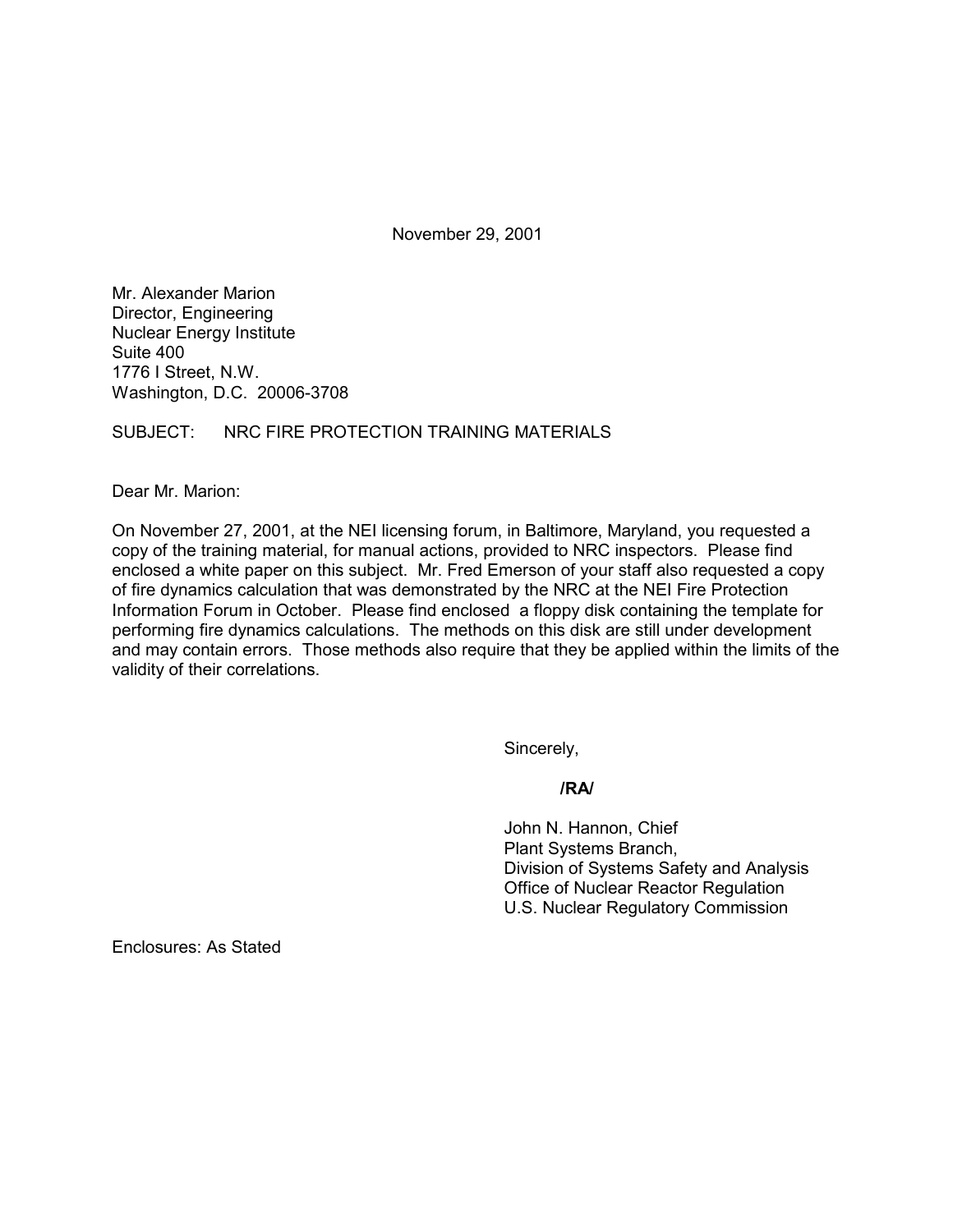November 29, 2001

Mr. Alexander Marion
Director, Engineering
Nuclear Energy Institute
Suite 400
1776 I Street, N.W.
Washington, D.C. 20006-3708

SUBJECT: NRC FIRE PROTECTION TRAINING MATERIALS

Dear Mr. Marion:

On November 27, 2001, at the NEI licensing forum, in Baltimore, Maryland, you requested a copy of the training material, for manual actions, provided to NRC inspectors. Please find enclosed a white paper on this subject. Mr. Fred Emerson of your staff also requested a copy of fire dynamics calculation that was demonstrated by the NRC at the NEI Fire Protection Information Forum in October. Please find enclosed a floppy disk containing the template for performing fire dynamics calculations. The methods on this disk are still under development and may contain errors. Those methods also require that they be applied within the limits of the validity of their correlations.

Sincerely,

**/RA/**

John N. Hannon, Chief
Plant Systems Branch,
Division of Systems Safety and Analysis
Office of Nuclear Reactor Regulation
U.S. Nuclear Regulatory Commission

Enclosures: As Stated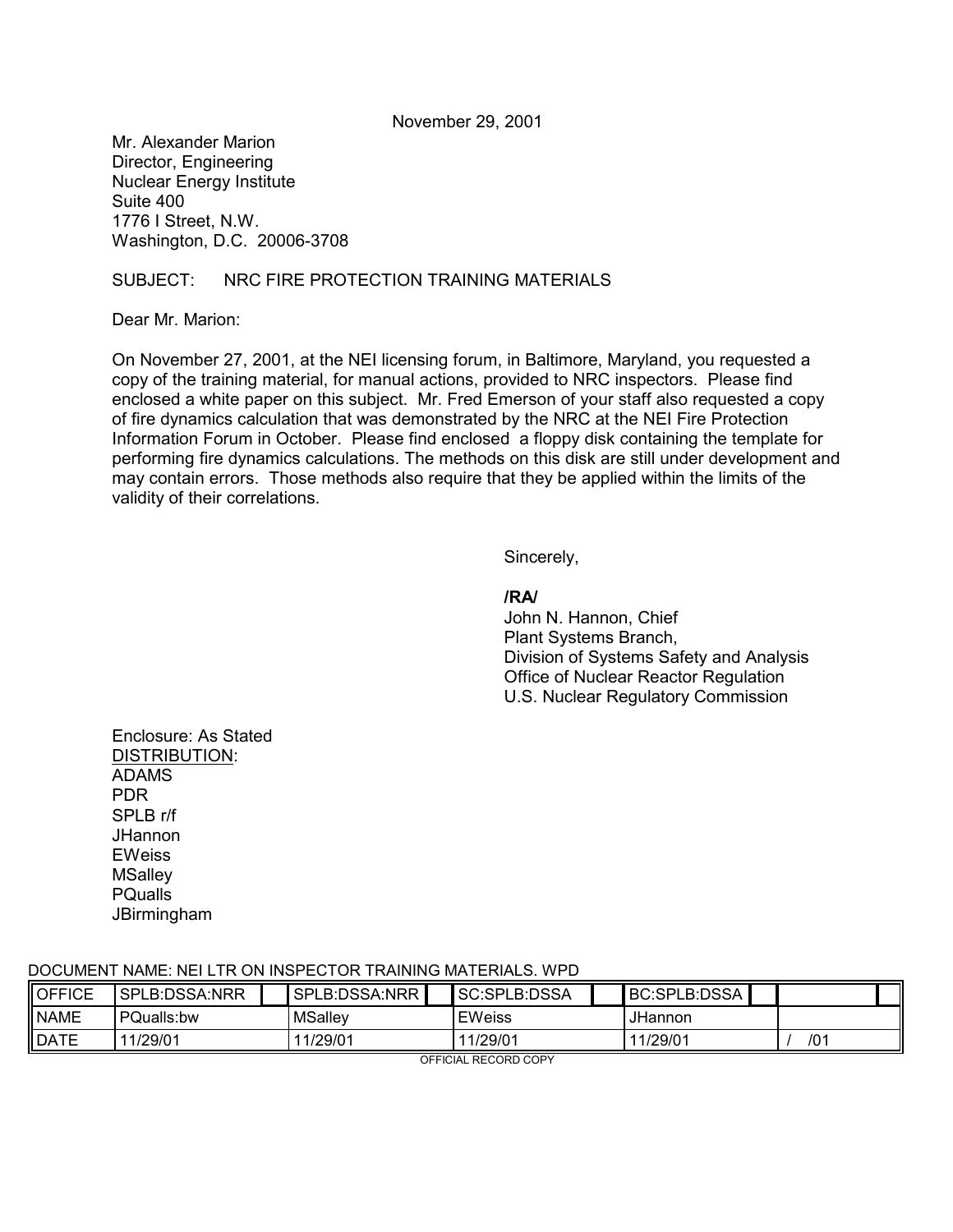November 29, 2001

Mr. Alexander Marion
Director, Engineering
Nuclear Energy Institute
Suite 400
1776 I Street, N.W.
Washington, D.C. 20006-3708

SUBJECT: NRC FIRE PROTECTION TRAINING MATERIALS

Dear Mr. Marion:

On November 27, 2001, at the NEI licensing forum, in Baltimore, Maryland, you requested a copy of the training material, for manual actions, provided to NRC inspectors. Please find enclosed a white paper on this subject. Mr. Fred Emerson of your staff also requested a copy of fire dynamics calculation that was demonstrated by the NRC at the NEI Fire Protection Information Forum in October. Please find enclosed a floppy disk containing the template for performing fire dynamics calculations. The methods on this disk are still under development and may contain errors. Those methods also require that they be applied within the limits of the validity of their correlations.

Sincerely,

**/RA/**
John N. Hannon, Chief
Plant Systems Branch,
Division of Systems Safety and Analysis
Office of Nuclear Reactor Regulation
U.S. Nuclear Regulatory Commission

Enclosure: As Stated
<u>DISTRIBUTION</u>:
ADAMS
PDR
SPLB r/f
JHannon
EWeiss
MSalley
PQualls
JBirmingham

DOCUMENT NAME: NEI LTR ON INSPECTOR TRAINING MATERIALS. WPD

| OFFICE | SPLB:DSSA:NRR | SPLB:DSSA:NRR | SC:SPLB:DSSA | BC:SPLB:DSSA | |
|---|---|---|---|---|---|
| NAME | PQualls:bw | MSalley | EWeiss | JHannon | |
| DATE | 11/29/01 | 11/29/01 | 11/29/01 | 11/29/01 | / /01 |

OFFICIAL RECORD COPY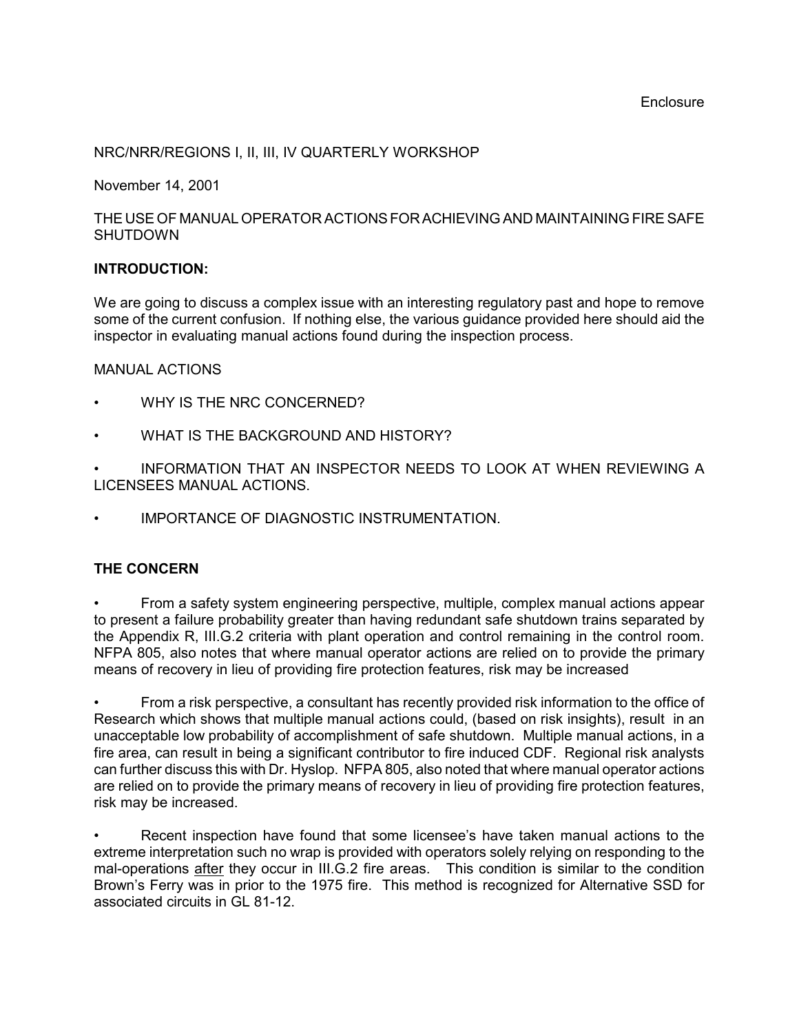Enclosure

NRC/NRR/REGIONS I, II, III, IV QUARTERLY WORKSHOP

November 14, 2001

THE USE OF MANUAL OPERATOR ACTIONS FOR ACHIEVING AND MAINTAINING FIRE SAFE SHUTDOWN

**INTRODUCTION:**

We are going to discuss a complex issue with an interesting regulatory past and hope to remove some of the current confusion. If nothing else, the various guidance provided here should aid the inspector in evaluating manual actions found during the inspection process.

MANUAL ACTIONS

- WHY IS THE NRC CONCERNED?
- WHAT IS THE BACKGROUND AND HISTORY?
- INFORMATION THAT AN INSPECTOR NEEDS TO LOOK AT WHEN REVIEWING A LICENSEES MANUAL ACTIONS.
- IMPORTANCE OF DIAGNOSTIC INSTRUMENTATION.

**THE CONCERN**

- From a safety system engineering perspective, multiple, complex manual actions appear to present a failure probability greater than having redundant safe shutdown trains separated by the Appendix R, III.G.2 criteria with plant operation and control remaining in the control room. NFPA 805, also notes that where manual operator actions are relied on to provide the primary means of recovery in lieu of providing fire protection features, risk may be increased

- From a risk perspective, a consultant has recently provided risk information to the office of Research which shows that multiple manual actions could, (based on risk insights), result in an unacceptable low probability of accomplishment of safe shutdown. Multiple manual actions, in a fire area, can result in being a significant contributor to fire induced CDF. Regional risk analysts can further discuss this with Dr. Hyslop. NFPA 805, also noted that where manual operator actions are relied on to provide the primary means of recovery in lieu of providing fire protection features, risk may be increased.

- Recent inspection have found that some licensee's have taken manual actions to the extreme interpretation such no wrap is provided with operators solely relying on responding to the mal-operations <u>after</u> they occur in III.G.2 fire areas. This condition is similar to the condition Brown's Ferry was in prior to the 1975 fire. This method is recognized for Alternative SSD for associated circuits in GL 81-12.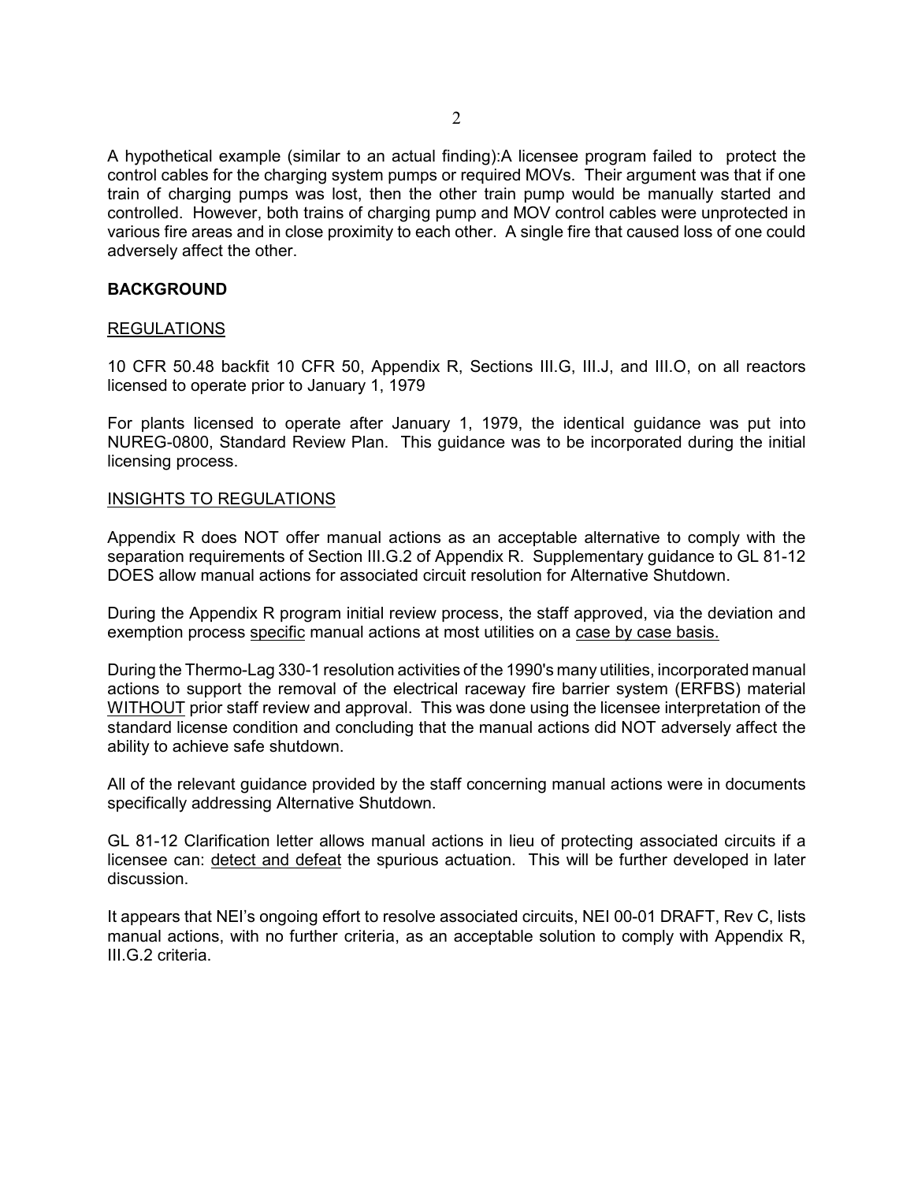A hypothetical example (similar to an actual finding):A licensee program failed to protect the control cables for the charging system pumps or required MOVs. Their argument was that if one train of charging pumps was lost, then the other train pump would be manually started and controlled. However, both trains of charging pump and MOV control cables were unprotected in various fire areas and in close proximity to each other. A single fire that caused loss of one could adversely affect the other.

**BACKGROUND**

<u>REGULATIONS</u>

10 CFR 50.48 backfit 10 CFR 50, Appendix R, Sections III.G, III.J, and III.O, on all reactors licensed to operate prior to January 1, 1979

For plants licensed to operate after January 1, 1979, the identical guidance was put into NUREG-0800, Standard Review Plan. This guidance was to be incorporated during the initial licensing process.

<u>INSIGHTS TO REGULATIONS</u>

Appendix R does NOT offer manual actions as an acceptable alternative to comply with the separation requirements of Section III.G.2 of Appendix R. Supplementary guidance to GL 81-12 DOES allow manual actions for associated circuit resolution for Alternative Shutdown.

During the Appendix R program initial review process, the staff approved, via the deviation and exemption process <u>specific</u> manual actions at most utilities on a <u>case by case basis.</u>

During the Thermo-Lag 330-1 resolution activities of the 1990's many utilities, incorporated manual actions to support the removal of the electrical raceway fire barrier system (ERFBS) material <u>WITHOUT</u> prior staff review and approval. This was done using the licensee interpretation of the standard license condition and concluding that the manual actions did NOT adversely affect the ability to achieve safe shutdown.

All of the relevant guidance provided by the staff concerning manual actions were in documents specifically addressing Alternative Shutdown.

GL 81-12 Clarification letter allows manual actions in lieu of protecting associated circuits if a licensee can: <u>detect and defeat</u> the spurious actuation. This will be further developed in later discussion.

It appears that NEI's ongoing effort to resolve associated circuits, NEI 00-01 DRAFT, Rev C, lists manual actions, with no further criteria, as an acceptable solution to comply with Appendix R, III.G.2 criteria.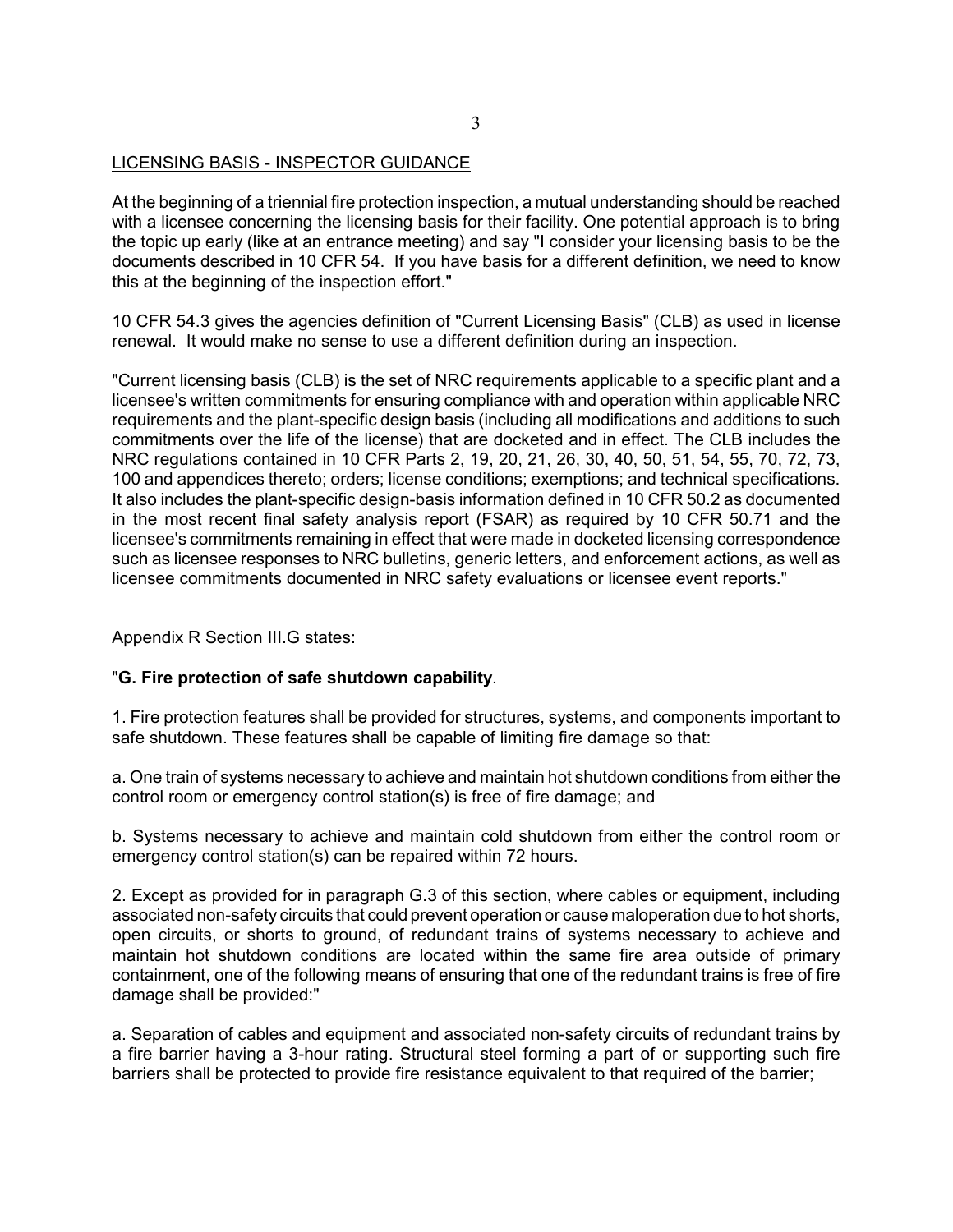LICENSING BASIS - INSPECTOR GUIDANCE

At the beginning of a triennial fire protection inspection, a mutual understanding should be reached with a licensee concerning the licensing basis for their facility. One potential approach is to bring the topic up early (like at an entrance meeting) and say "I consider your licensing basis to be the documents described in 10 CFR 54. If you have basis for a different definition, we need to know this at the beginning of the inspection effort."

10 CFR 54.3 gives the agencies definition of "Current Licensing Basis" (CLB) as used in license renewal. It would make no sense to use a different definition during an inspection.

"Current licensing basis (CLB) is the set of NRC requirements applicable to a specific plant and a licensee's written commitments for ensuring compliance with and operation within applicable NRC requirements and the plant-specific design basis (including all modifications and additions to such commitments over the life of the license) that are docketed and in effect. The CLB includes the NRC regulations contained in 10 CFR Parts 2, 19, 20, 21, 26, 30, 40, 50, 51, 54, 55, 70, 72, 73, 100 and appendices thereto; orders; license conditions; exemptions; and technical specifications. It also includes the plant-specific design-basis information defined in 10 CFR 50.2 as documented in the most recent final safety analysis report (FSAR) as required by 10 CFR 50.71 and the licensee's commitments remaining in effect that were made in docketed licensing correspondence such as licensee responses to NRC bulletins, generic letters, and enforcement actions, as well as licensee commitments documented in NRC safety evaluations or licensee event reports."

Appendix R Section III.G states:

"**G. Fire protection of safe shutdown capability**.

1. Fire protection features shall be provided for structures, systems, and components important to safe shutdown. These features shall be capable of limiting fire damage so that:

a. One train of systems necessary to achieve and maintain hot shutdown conditions from either the control room or emergency control station(s) is free of fire damage; and

b. Systems necessary to achieve and maintain cold shutdown from either the control room or emergency control station(s) can be repaired within 72 hours.

2. Except as provided for in paragraph G.3 of this section, where cables or equipment, including associated non-safety circuits that could prevent operation or cause maloperation due to hot shorts, open circuits, or shorts to ground, of redundant trains of systems necessary to achieve and maintain hot shutdown conditions are located within the same fire area outside of primary containment, one of the following means of ensuring that one of the redundant trains is free of fire damage shall be provided:"

a. Separation of cables and equipment and associated non-safety circuits of redundant trains by a fire barrier having a 3-hour rating. Structural steel forming a part of or supporting such fire barriers shall be protected to provide fire resistance equivalent to that required of the barrier;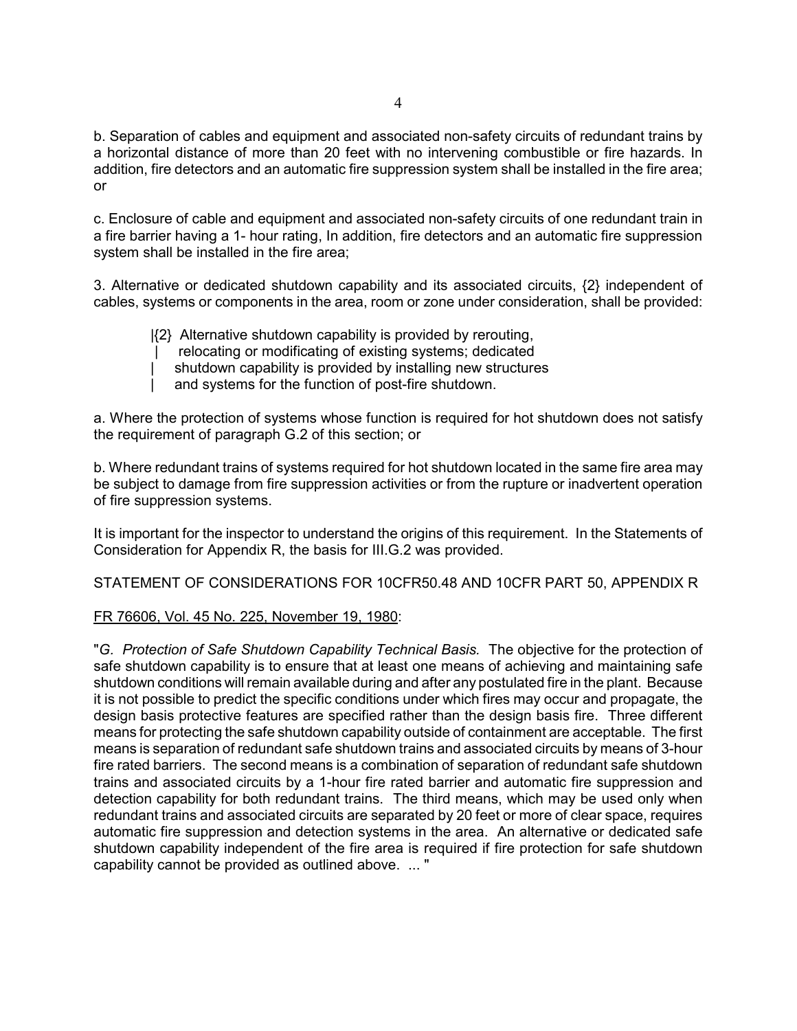b. Separation of cables and equipment and associated non-safety circuits of redundant trains by a horizontal distance of more than 20 feet with no intervening combustible or fire hazards. In addition, fire detectors and an automatic fire suppression system shall be installed in the fire area; or

c. Enclosure of cable and equipment and associated non-safety circuits of one redundant train in a fire barrier having a 1- hour rating, In addition, fire detectors and an automatic fire suppression system shall be installed in the fire area;

3. Alternative or dedicated shutdown capability and its associated circuits, {2} independent of cables, systems or components in the area, room or zone under consideration, shall be provided:

> |{2} Alternative shutdown capability is provided by rerouting,
> | relocating or modificating of existing systems; dedicated
> | shutdown capability is provided by installing new structures
> | and systems for the function of post-fire shutdown.

a. Where the protection of systems whose function is required for hot shutdown does not satisfy the requirement of paragraph G.2 of this section; or

b. Where redundant trains of systems required for hot shutdown located in the same fire area may be subject to damage from fire suppression activities or from the rupture or inadvertent operation of fire suppression systems.

It is important for the inspector to understand the origins of this requirement. In the Statements of Consideration for Appendix R, the basis for III.G.2 was provided.

STATEMENT OF CONSIDERATIONS FOR 10CFR50.48 AND 10CFR PART 50, APPENDIX R

<u>FR 76606, Vol. 45 No. 225, November 19, 1980</u>:

"*G. Protection of Safe Shutdown Capability Technical Basis.* The objective for the protection of safe shutdown capability is to ensure that at least one means of achieving and maintaining safe shutdown conditions will remain available during and after any postulated fire in the plant. Because it is not possible to predict the specific conditions under which fires may occur and propagate, the design basis protective features are specified rather than the design basis fire. Three different means for protecting the safe shutdown capability outside of containment are acceptable. The first means is separation of redundant safe shutdown trains and associated circuits by means of 3-hour fire rated barriers. The second means is a combination of separation of redundant safe shutdown trains and associated circuits by a 1-hour fire rated barrier and automatic fire suppression and detection capability for both redundant trains. The third means, which may be used only when redundant trains and associated circuits are separated by 20 feet or more of clear space, requires automatic fire suppression and detection systems in the area. An alternative or dedicated safe shutdown capability independent of the fire area is required if fire protection for safe shutdown capability cannot be provided as outlined above. ... "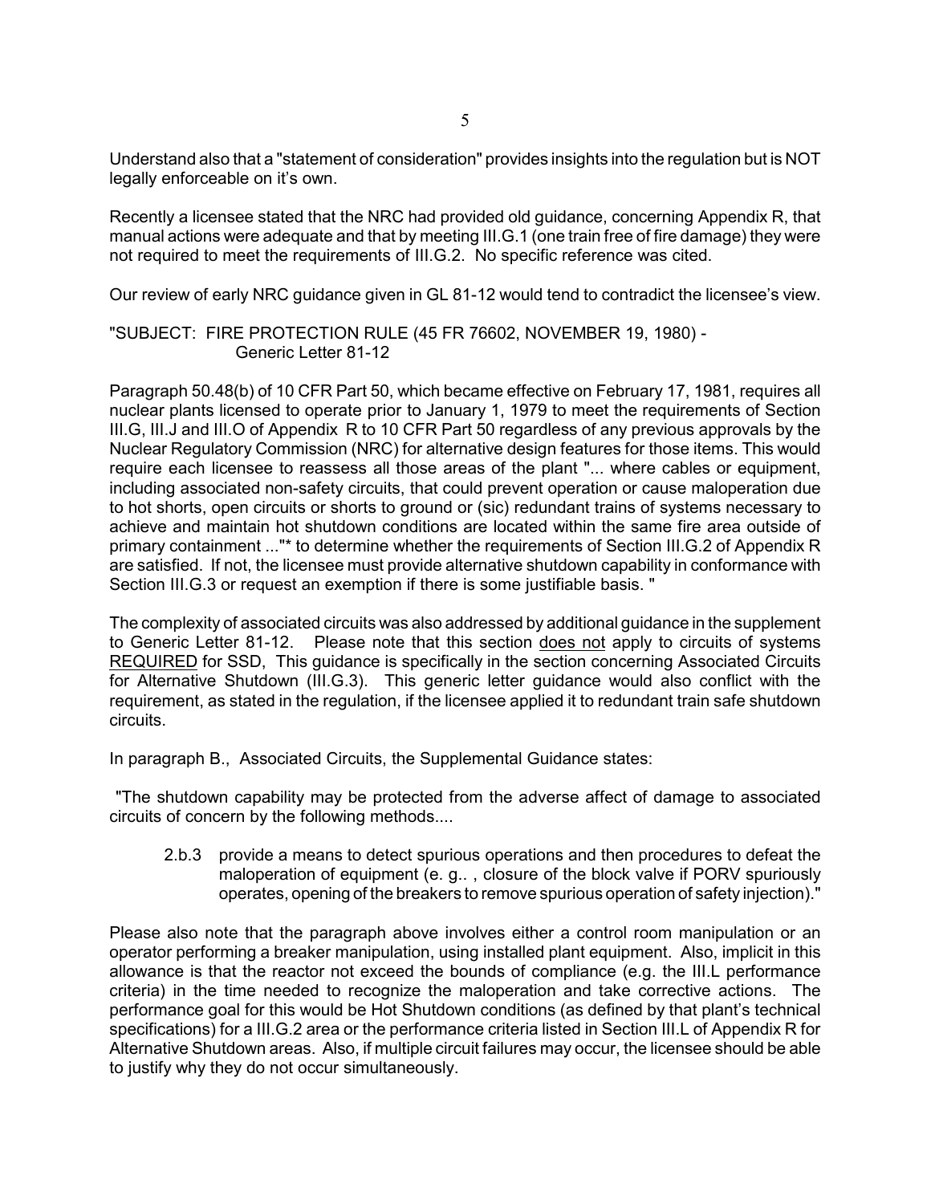Understand also that a "statement of consideration" provides insights into the regulation but is NOT legally enforceable on it's own.

Recently a licensee stated that the NRC had provided old guidance, concerning Appendix R, that manual actions were adequate and that by meeting III.G.1 (one train free of fire damage) they were not required to meet the requirements of III.G.2. No specific reference was cited.

Our review of early NRC guidance given in GL 81-12 would tend to contradict the licensee's view.

"SUBJECT: FIRE PROTECTION RULE (45 FR 76602, NOVEMBER 19, 1980) - Generic Letter 81-12

Paragraph 50.48(b) of 10 CFR Part 50, which became effective on February 17, 1981, requires all nuclear plants licensed to operate prior to January 1, 1979 to meet the requirements of Section III.G, III.J and III.O of Appendix R to 10 CFR Part 50 regardless of any previous approvals by the Nuclear Regulatory Commission (NRC) for alternative design features for those items. This would require each licensee to reassess all those areas of the plant "... where cables or equipment, including associated non-safety circuits, that could prevent operation or cause maloperation due to hot shorts, open circuits or shorts to ground or (sic) redundant trains of systems necessary to achieve and maintain hot shutdown conditions are located within the same fire area outside of primary containment ..."* to determine whether the requirements of Section III.G.2 of Appendix R are satisfied. If not, the licensee must provide alternative shutdown capability in conformance with Section III.G.3 or request an exemption if there is some justifiable basis. "

The complexity of associated circuits was also addressed by additional guidance in the supplement to Generic Letter 81-12. Please note that this section <u>does not</u> apply to circuits of systems <u>REQUIRED</u> for SSD, This guidance is specifically in the section concerning Associated Circuits for Alternative Shutdown (III.G.3). This generic letter guidance would also conflict with the requirement, as stated in the regulation, if the licensee applied it to redundant train safe shutdown circuits.

In paragraph B., Associated Circuits, the Supplemental Guidance states:

"The shutdown capability may be protected from the adverse affect of damage to associated circuits of concern by the following methods....

> 2.b.3 provide a means to detect spurious operations and then procedures to defeat the maloperation of equipment (e. g.. , closure of the block valve if PORV spuriously operates, opening of the breakers to remove spurious operation of safety injection)."

Please also note that the paragraph above involves either a control room manipulation or an operator performing a breaker manipulation, using installed plant equipment. Also, implicit in this allowance is that the reactor not exceed the bounds of compliance (e.g. the III.L performance criteria) in the time needed to recognize the maloperation and take corrective actions. The performance goal for this would be Hot Shutdown conditions (as defined by that plant's technical specifications) for a III.G.2 area or the performance criteria listed in Section III.L of Appendix R for Alternative Shutdown areas. Also, if multiple circuit failures may occur, the licensee should be able to justify why they do not occur simultaneously.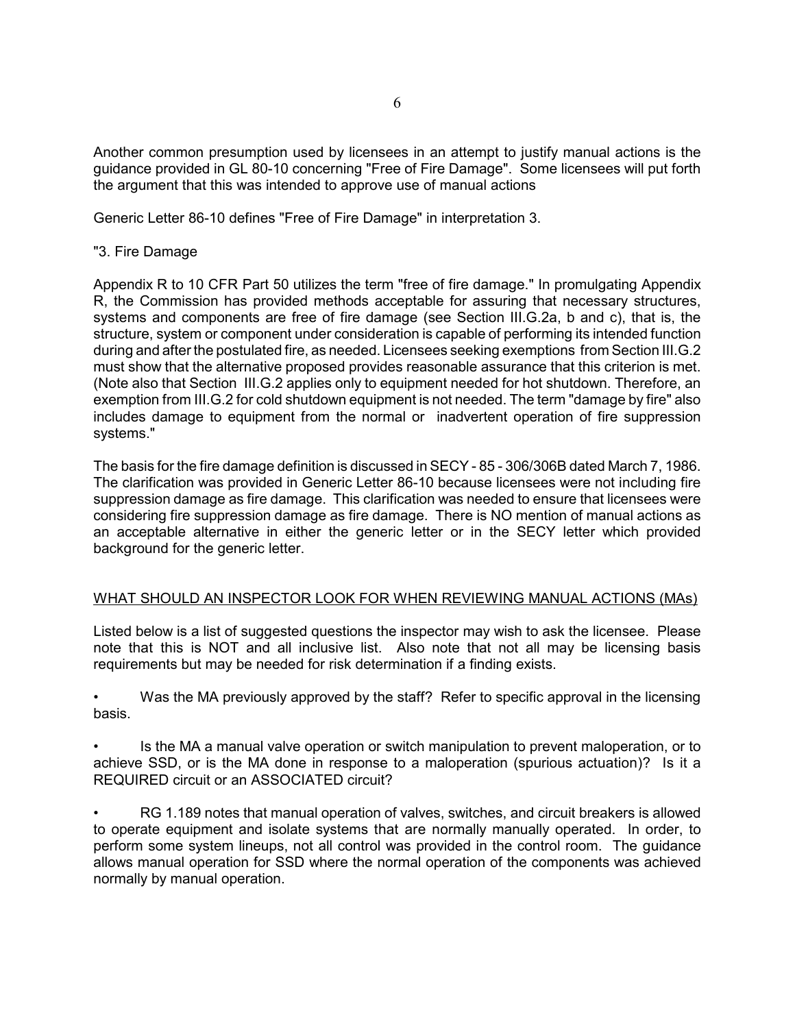Another common presumption used by licensees in an attempt to justify manual actions is the guidance provided in GL 80-10 concerning "Free of Fire Damage". Some licensees will put forth the argument that this was intended to approve use of manual actions

Generic Letter 86-10 defines "Free of Fire Damage" in interpretation 3.

"3. Fire Damage

Appendix R to 10 CFR Part 50 utilizes the term "free of fire damage." In promulgating Appendix R, the Commission has provided methods acceptable for assuring that necessary structures, systems and components are free of fire damage (see Section III.G.2a, b and c), that is, the structure, system or component under consideration is capable of performing its intended function during and after the postulated fire, as needed. Licensees seeking exemptions from Section III.G.2 must show that the alternative proposed provides reasonable assurance that this criterion is met. (Note also that Section III.G.2 applies only to equipment needed for hot shutdown. Therefore, an exemption from III.G.2 for cold shutdown equipment is not needed. The term "damage by fire" also includes damage to equipment from the normal or inadvertent operation of fire suppression systems."

The basis for the fire damage definition is discussed in SECY - 85 - 306/306B dated March 7, 1986. The clarification was provided in Generic Letter 86-10 because licensees were not including fire suppression damage as fire damage. This clarification was needed to ensure that licensees were considering fire suppression damage as fire damage. There is NO mention of manual actions as an acceptable alternative in either the generic letter or in the SECY letter which provided background for the generic letter.

<u>WHAT SHOULD AN INSPECTOR LOOK FOR WHEN REVIEWING MANUAL ACTIONS (MAs)</u>

Listed below is a list of suggested questions the inspector may wish to ask the licensee. Please note that this is NOT and all inclusive list. Also note that not all may be licensing basis requirements but may be needed for risk determination if a finding exists.

- Was the MA previously approved by the staff? Refer to specific approval in the licensing basis.

- Is the MA a manual valve operation or switch manipulation to prevent maloperation, or to achieve SSD, or is the MA done in response to a maloperation (spurious actuation)? Is it a REQUIRED circuit or an ASSOCIATED circuit?

- RG 1.189 notes that manual operation of valves, switches, and circuit breakers is allowed to operate equipment and isolate systems that are normally manually operated. In order, to perform some system lineups, not all control was provided in the control room. The guidance allows manual operation for SSD where the normal operation of the components was achieved normally by manual operation.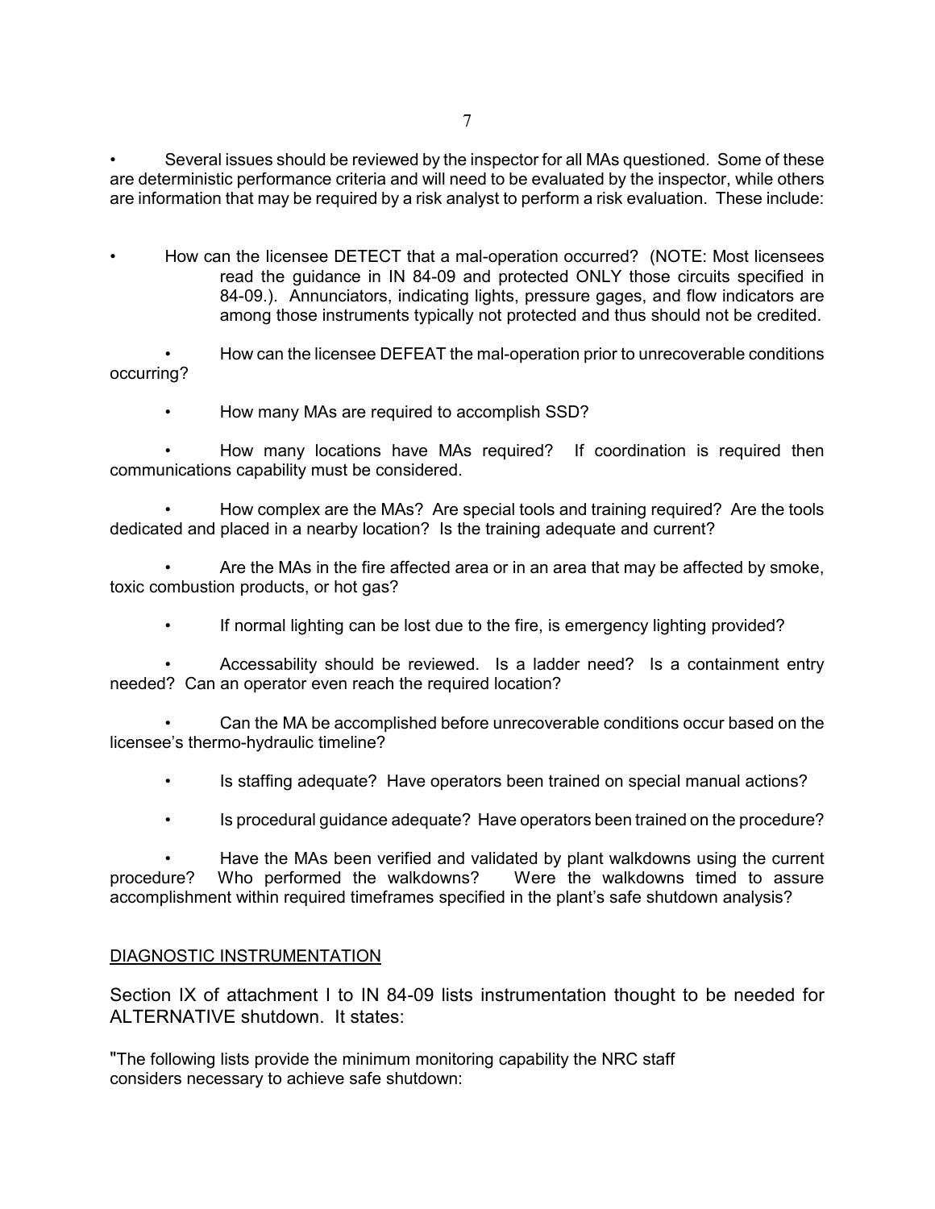- Several issues should be reviewed by the inspector for all MAs questioned. Some of these are deterministic performance criteria and will need to be evaluated by the inspector, while others are information that may be required by a risk analyst to perform a risk evaluation. These include:

- How can the licensee DETECT that a mal-operation occurred? (NOTE: Most licensees read the guidance in IN 84-09 and protected ONLY those circuits specified in 84-09.). Annunciators, indicating lights, pressure gages, and flow indicators are among those instruments typically not protected and thus should not be credited.

- How can the licensee DEFEAT the mal-operation prior to unrecoverable conditions occurring?

- How many MAs are required to accomplish SSD?

- How many locations have MAs required? If coordination is required then communications capability must be considered.

- How complex are the MAs? Are special tools and training required? Are the tools dedicated and placed in a nearby location? Is the training adequate and current?

- Are the MAs in the fire affected area or in an area that may be affected by smoke, toxic combustion products, or hot gas?

- If normal lighting can be lost due to the fire, is emergency lighting provided?

- Accessability should be reviewed. Is a ladder need? Is a containment entry needed? Can an operator even reach the required location?

- Can the MA be accomplished before unrecoverable conditions occur based on the licensee's thermo-hydraulic timeline?

- Is staffing adequate? Have operators been trained on special manual actions?

- Is procedural guidance adequate? Have operators been trained on the procedure?

- Have the MAs been verified and validated by plant walkdowns using the current procedure? Who performed the walkdowns? Were the walkdowns timed to assure accomplishment within required timeframes specified in the plant's safe shutdown analysis?

## DIAGNOSTIC INSTRUMENTATION

Section IX of attachment I to IN 84-09 lists instrumentation thought to be needed for ALTERNATIVE shutdown. It states:

"The following lists provide the minimum monitoring capability the NRC staff considers necessary to achieve safe shutdown: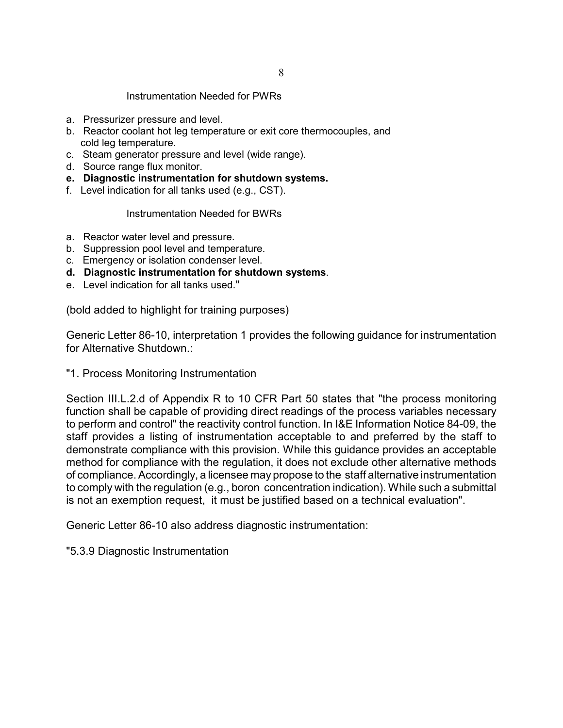Instrumentation Needed for PWRs

a. Pressurizer pressure and level.
b. Reactor coolant hot leg temperature or exit core thermocouples, and cold leg temperature.
c. Steam generator pressure and level (wide range).
d. Source range flux monitor.
**e. Diagnostic instrumentation for shutdown systems.**
f. Level indication for all tanks used (e.g., CST).

Instrumentation Needed for BWRs

a. Reactor water level and pressure.
b. Suppression pool level and temperature.
c. Emergency or isolation condenser level.
**d. Diagnostic instrumentation for shutdown systems**.
e. Level indication for all tanks used."

(bold added to highlight for training purposes)

Generic Letter 86-10, interpretation 1 provides the following guidance for instrumentation for Alternative Shutdown.:

"1. Process Monitoring Instrumentation

Section III.L.2.d of Appendix R to 10 CFR Part 50 states that "the process monitoring function shall be capable of providing direct readings of the process variables necessary to perform and control" the reactivity control function. In I&E Information Notice 84-09, the staff provides a listing of instrumentation acceptable to and preferred by the staff to demonstrate compliance with this provision. While this guidance provides an acceptable method for compliance with the regulation, it does not exclude other alternative methods of compliance. Accordingly, a licensee may propose to the staff alternative instrumentation to comply with the regulation (e.g., boron concentration indication). While such a submittal is not an exemption request, it must be justified based on a technical evaluation".

Generic Letter 86-10 also address diagnostic instrumentation:

"5.3.9 Diagnostic Instrumentation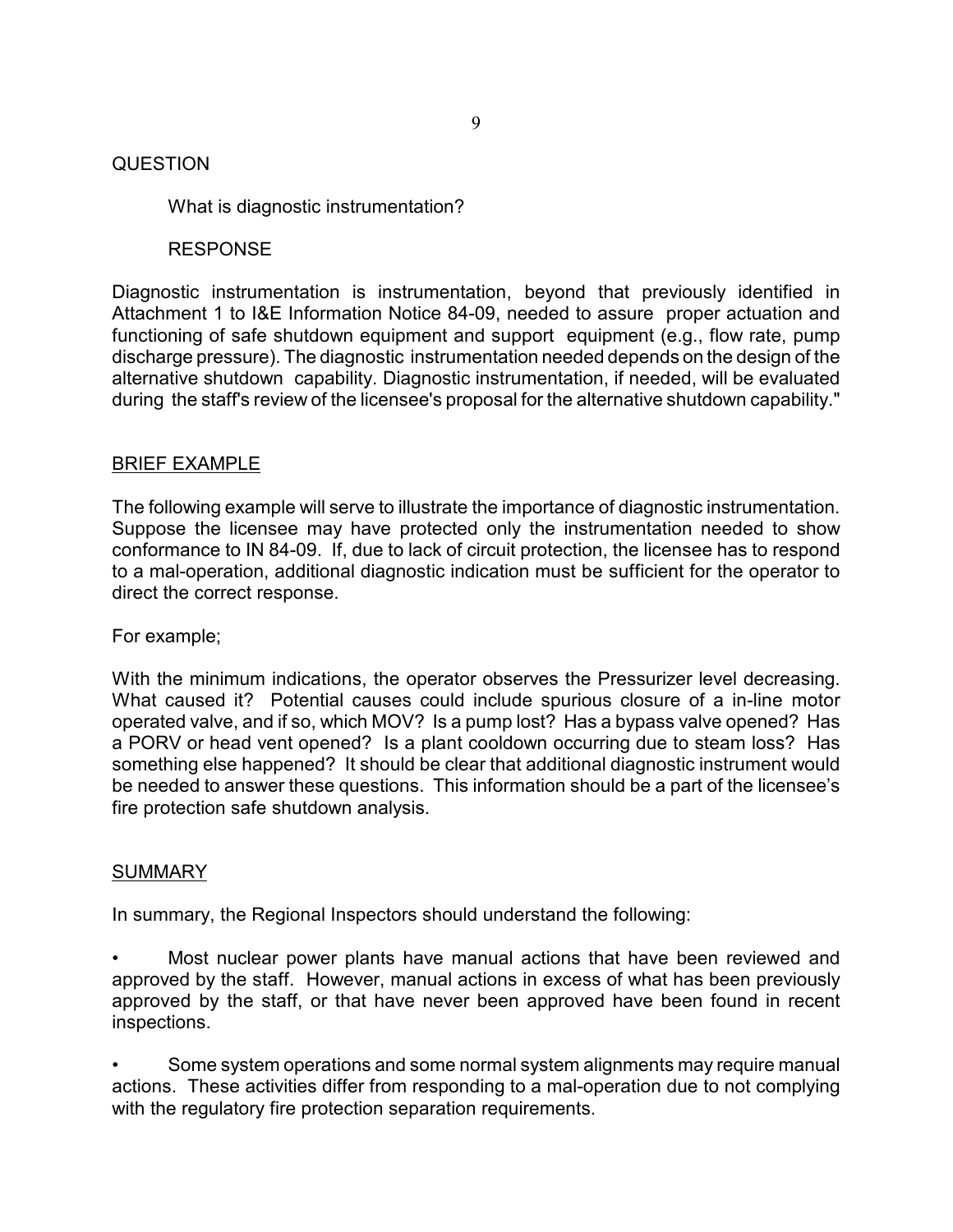QUESTION

What is diagnostic instrumentation?

RESPONSE

Diagnostic instrumentation is instrumentation, beyond that previously identified in Attachment 1 to I&E Information Notice 84-09, needed to assure proper actuation and functioning of safe shutdown equipment and support equipment (e.g., flow rate, pump discharge pressure). The diagnostic instrumentation needed depends on the design of the alternative shutdown capability. Diagnostic instrumentation, if needed, will be evaluated during the staff's review of the licensee's proposal for the alternative shutdown capability."

<u>BRIEF EXAMPLE</u>

The following example will serve to illustrate the importance of diagnostic instrumentation. Suppose the licensee may have protected only the instrumentation needed to show conformance to IN 84-09. If, due to lack of circuit protection, the licensee has to respond to a mal-operation, additional diagnostic indication must be sufficient for the operator to direct the correct response.

For example;

With the minimum indications, the operator observes the Pressurizer level decreasing. What caused it? Potential causes could include spurious closure of a in-line motor operated valve, and if so, which MOV? Is a pump lost? Has a bypass valve opened? Has a PORV or head vent opened? Is a plant cooldown occurring due to steam loss? Has something else happened? It should be clear that additional diagnostic instrument would be needed to answer these questions. This information should be a part of the licensee's fire protection safe shutdown analysis.

<u>SUMMARY</u>

In summary, the Regional Inspectors should understand the following:

- Most nuclear power plants have manual actions that have been reviewed and approved by the staff. However, manual actions in excess of what has been previously approved by the staff, or that have never been approved have been found in recent inspections.

- Some system operations and some normal system alignments may require manual actions. These activities differ from responding to a mal-operation due to not complying with the regulatory fire protection separation requirements.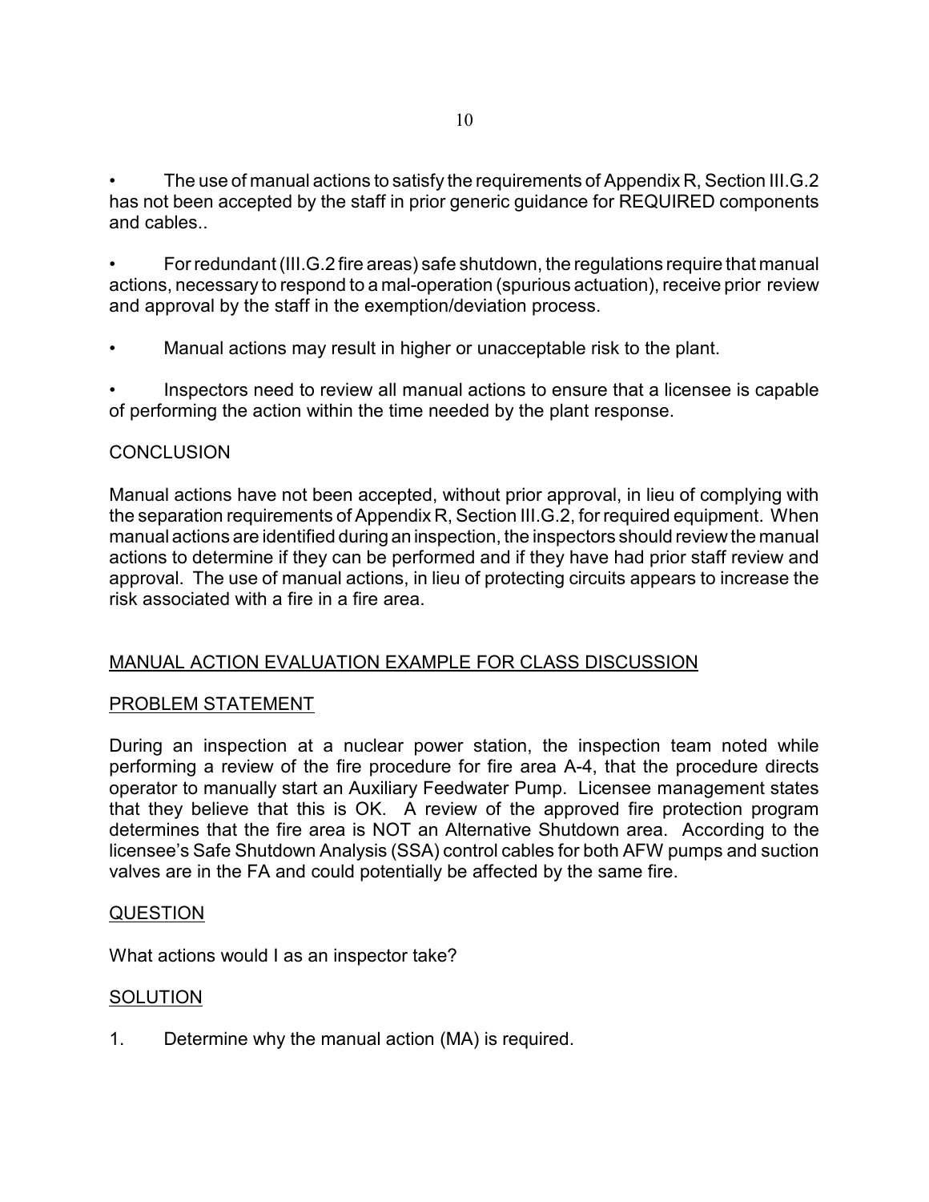- The use of manual actions to satisfy the requirements of Appendix R, Section III.G.2 has not been accepted by the staff in prior generic guidance for REQUIRED components and cables..

- For redundant (III.G.2 fire areas) safe shutdown, the regulations require that manual actions, necessary to respond to a mal-operation (spurious actuation), receive prior review and approval by the staff in the exemption/deviation process.

- Manual actions may result in higher or unacceptable risk to the plant.

- Inspectors need to review all manual actions to ensure that a licensee is capable of performing the action within the time needed by the plant response.

CONCLUSION

Manual actions have not been accepted, without prior approval, in lieu of complying with the separation requirements of Appendix R, Section III.G.2, for required equipment. When manual actions are identified during an inspection, the inspectors should review the manual actions to determine if they can be performed and if they have had prior staff review and approval. The use of manual actions, in lieu of protecting circuits appears to increase the risk associated with a fire in a fire area.

<u>MANUAL ACTION EVALUATION EXAMPLE FOR CLASS DISCUSSION</u>

<u>PROBLEM STATEMENT</u>

During an inspection at a nuclear power station, the inspection team noted while performing a review of the fire procedure for fire area A-4, that the procedure directs operator to manually start an Auxiliary Feedwater Pump. Licensee management states that they believe that this is OK. A review of the approved fire protection program determines that the fire area is NOT an Alternative Shutdown area. According to the licensee's Safe Shutdown Analysis (SSA) control cables for both AFW pumps and suction valves are in the FA and could potentially be affected by the same fire.

<u>QUESTION</u>

What actions would I as an inspector take?

<u>SOLUTION</u>

1. Determine why the manual action (MA) is required.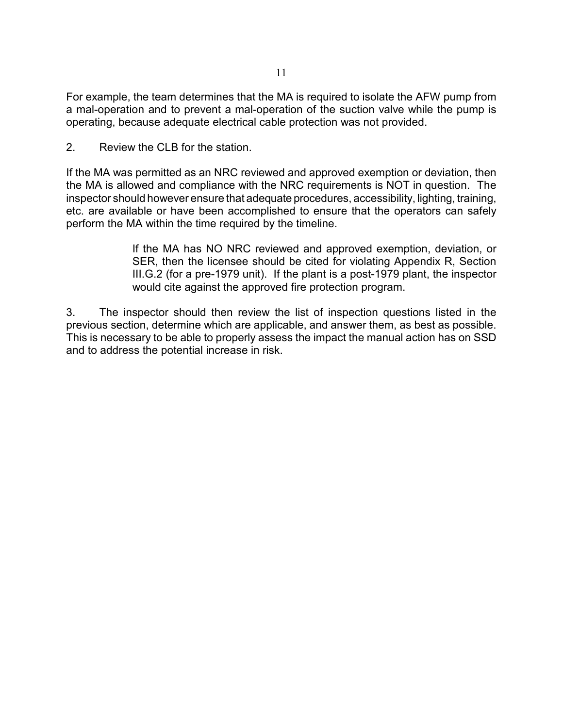For example, the team determines that the MA is required to isolate the AFW pump from a mal-operation and to prevent a mal-operation of the suction valve while the pump is operating, because adequate electrical cable protection was not provided.

2. Review the CLB for the station.

If the MA was permitted as an NRC reviewed and approved exemption or deviation, then the MA is allowed and compliance with the NRC requirements is NOT in question. The inspector should however ensure that adequate procedures, accessibility, lighting, training, etc. are available or have been accomplished to ensure that the operators can safely perform the MA within the time required by the timeline.

> If the MA has NO NRC reviewed and approved exemption, deviation, or SER, then the licensee should be cited for violating Appendix R, Section III.G.2 (for a pre-1979 unit). If the plant is a post-1979 plant, the inspector would cite against the approved fire protection program.

3. The inspector should then review the list of inspection questions listed in the previous section, determine which are applicable, and answer them, as best as possible. This is necessary to be able to properly assess the impact the manual action has on SSD and to address the potential increase in risk.